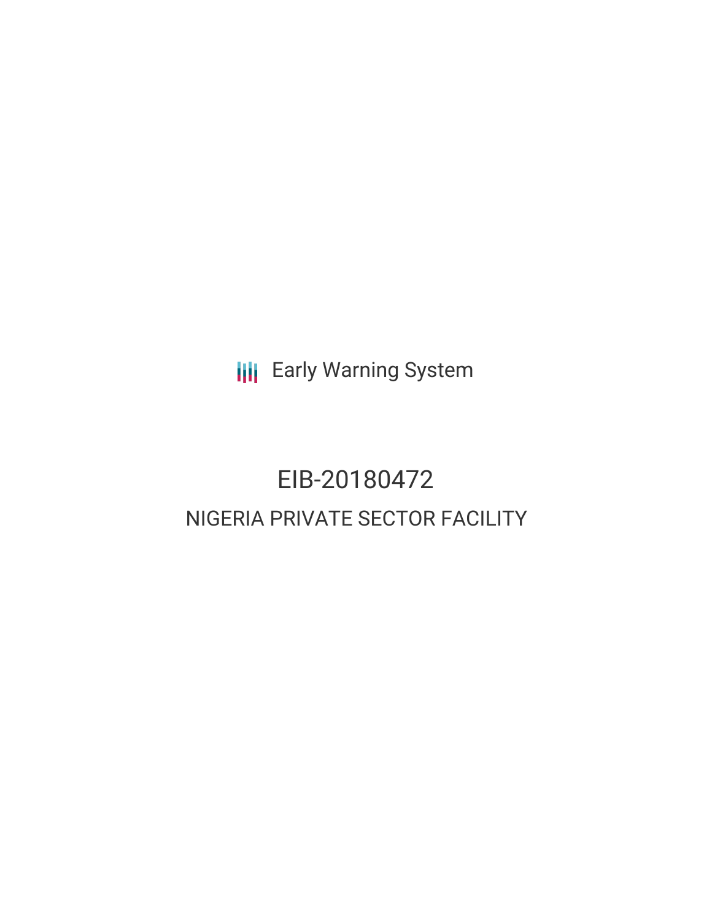Early Warning System

# EIB-20180472

## NIGERIA PRIVATE SECTOR FACILITY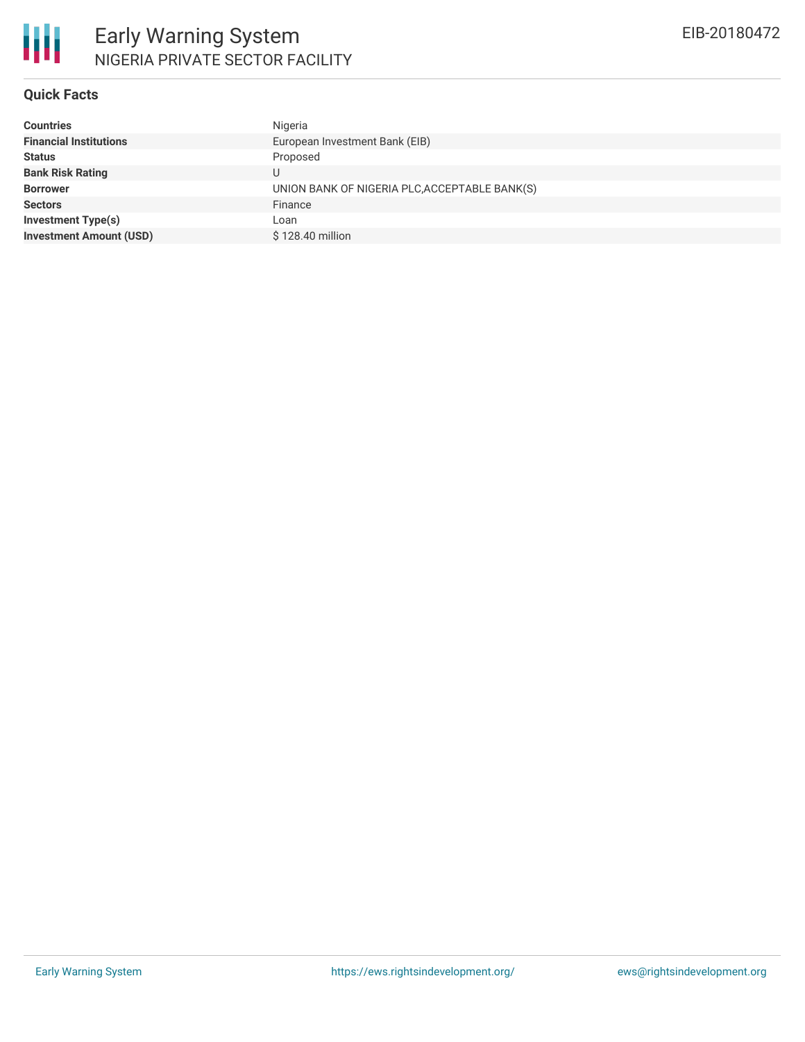## Quick Facts

| | |
|---|---|
| **Countries** | Nigeria |
| **Financial Institutions** | European Investment Bank (EIB) |
| **Status** | Proposed |
| **Bank Risk Rating** | U |
| **Borrower** | UNION BANK OF NIGERIA PLC,ACCEPTABLE BANK(S) |
| **Sectors** | Finance |
| **Investment Type(s)** | Loan |
| **Investment Amount (USD)** | $ 128.40 million |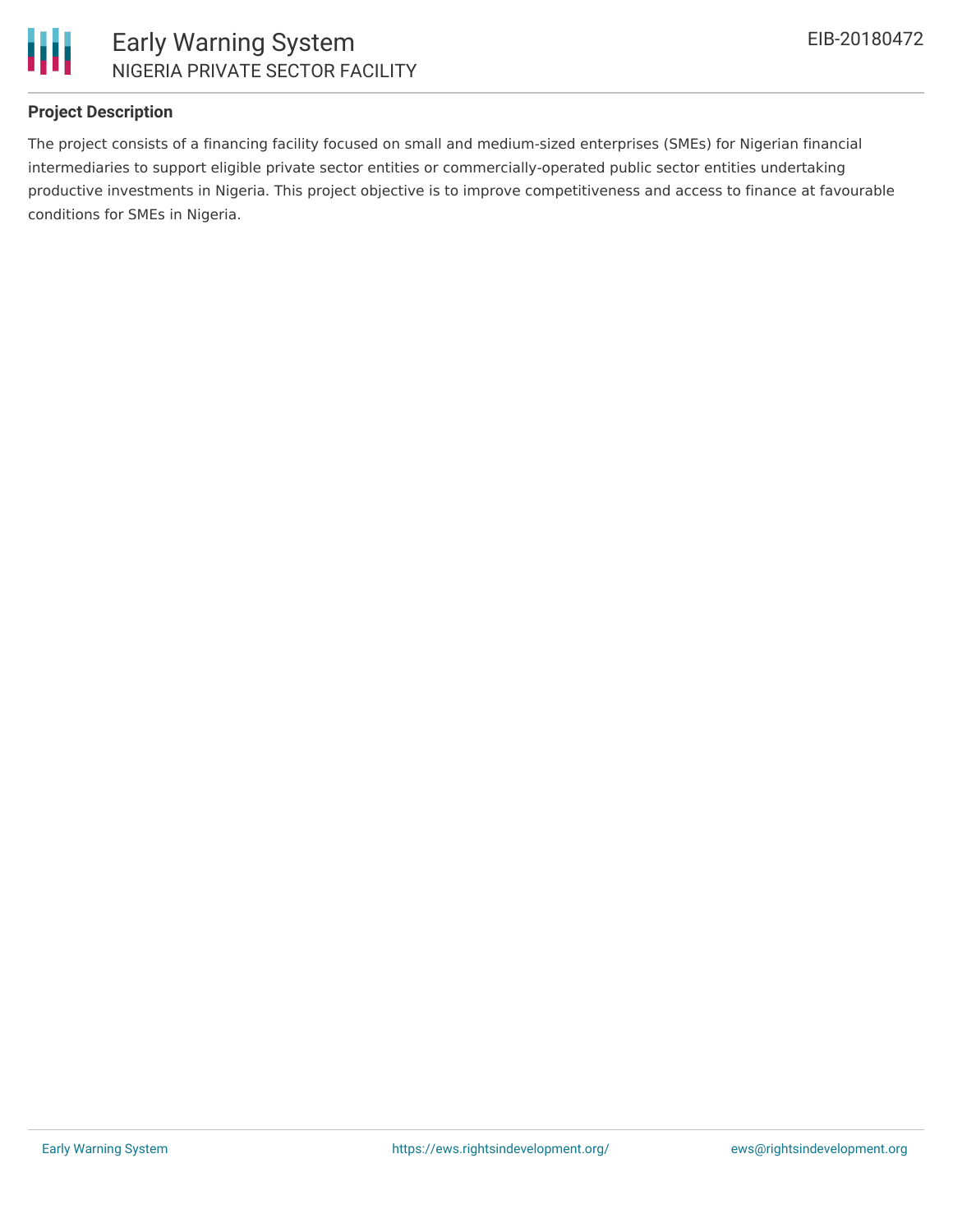## Project Description

The project consists of a financing facility focused on small and medium-sized enterprises (SMEs) for Nigerian financial intermediaries to support eligible private sector entities or commercially-operated public sector entities undertaking productive investments in Nigeria. This project objective is to improve competitiveness and access to finance at favourable conditions for SMEs in Nigeria.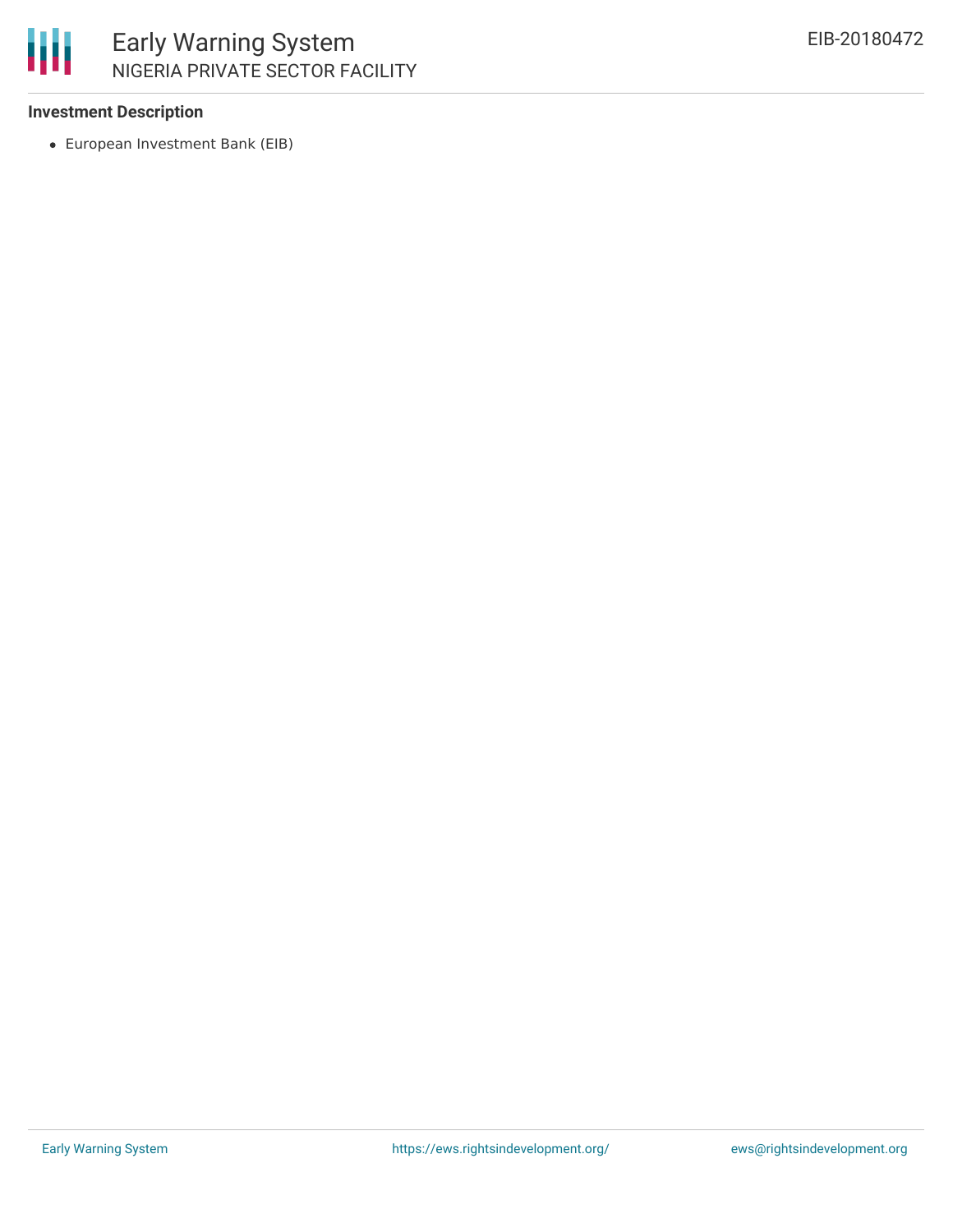#### Investment Description

- European Investment Bank (EIB)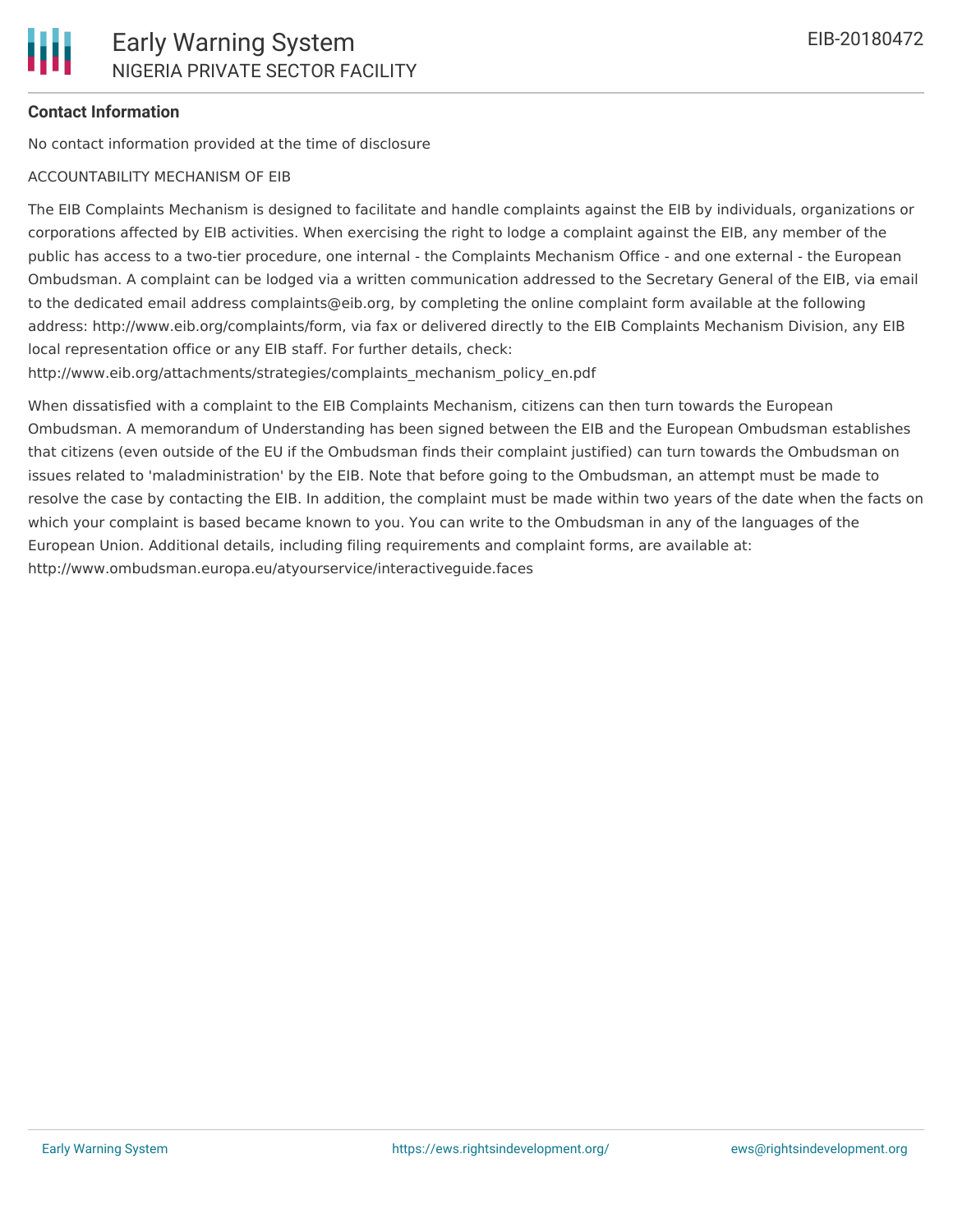#### Contact Information

No contact information provided at the time of disclosure

ACCOUNTABILITY MECHANISM OF EIB

The EIB Complaints Mechanism is designed to facilitate and handle complaints against the EIB by individuals, organizations or corporations affected by EIB activities. When exercising the right to lodge a complaint against the EIB, any member of the public has access to a two-tier procedure, one internal - the Complaints Mechanism Office - and one external - the European Ombudsman. A complaint can be lodged via a written communication addressed to the Secretary General of the EIB, via email to the dedicated email address complaints@eib.org, by completing the online complaint form available at the following address: http://www.eib.org/complaints/form, via fax or delivered directly to the EIB Complaints Mechanism Division, any EIB local representation office or any EIB staff. For further details, check: http://www.eib.org/attachments/strategies/complaints_mechanism_policy_en.pdf

When dissatisfied with a complaint to the EIB Complaints Mechanism, citizens can then turn towards the European Ombudsman. A memorandum of Understanding has been signed between the EIB and the European Ombudsman establishes that citizens (even outside of the EU if the Ombudsman finds their complaint justified) can turn towards the Ombudsman on issues related to 'maladministration' by the EIB. Note that before going to the Ombudsman, an attempt must be made to resolve the case by contacting the EIB. In addition, the complaint must be made within two years of the date when the facts on which your complaint is based became known to you. You can write to the Ombudsman in any of the languages of the European Union. Additional details, including filing requirements and complaint forms, are available at: http://www.ombudsman.europa.eu/atyourservice/interactiveguide.faces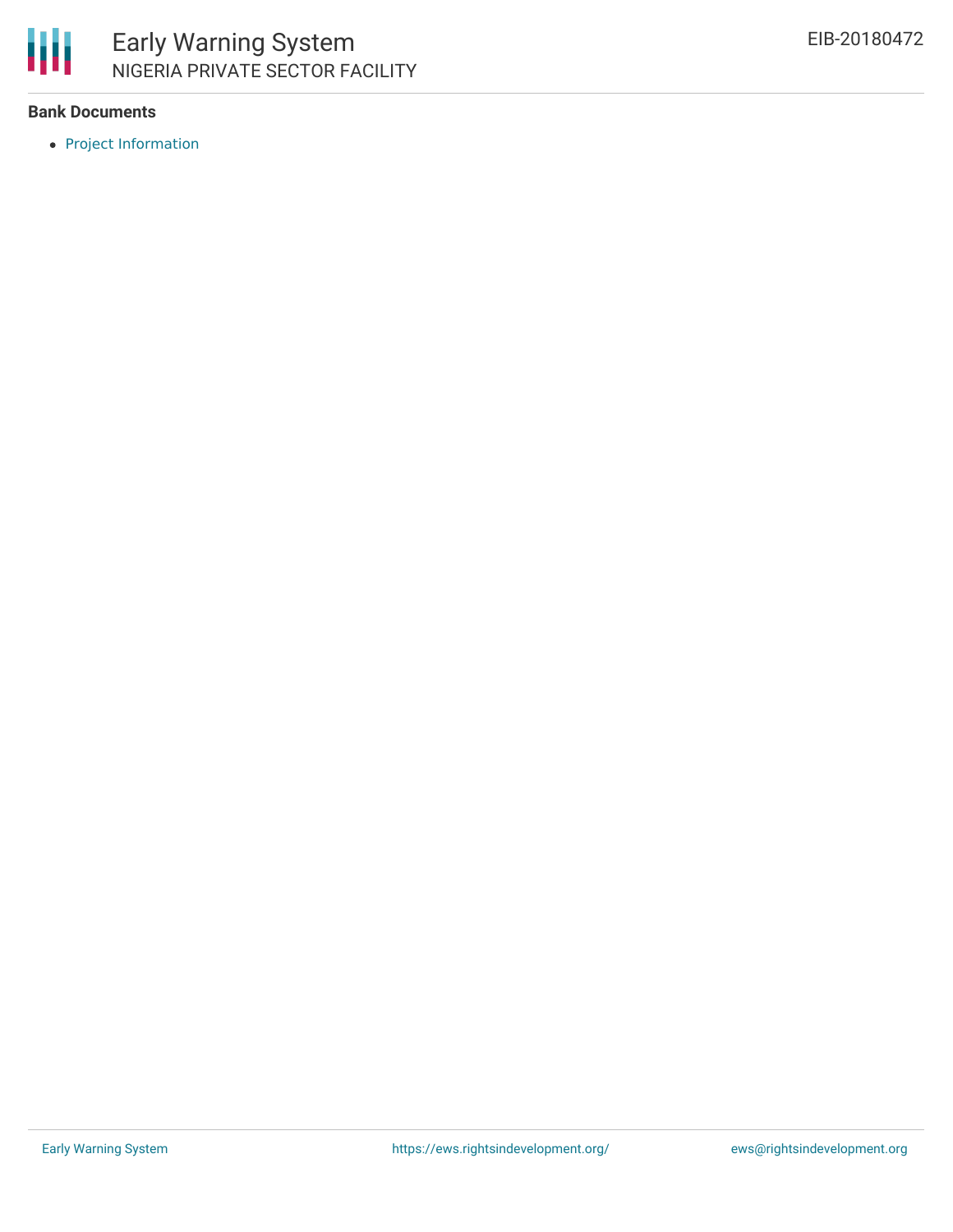**Bank Documents**

- Project Information